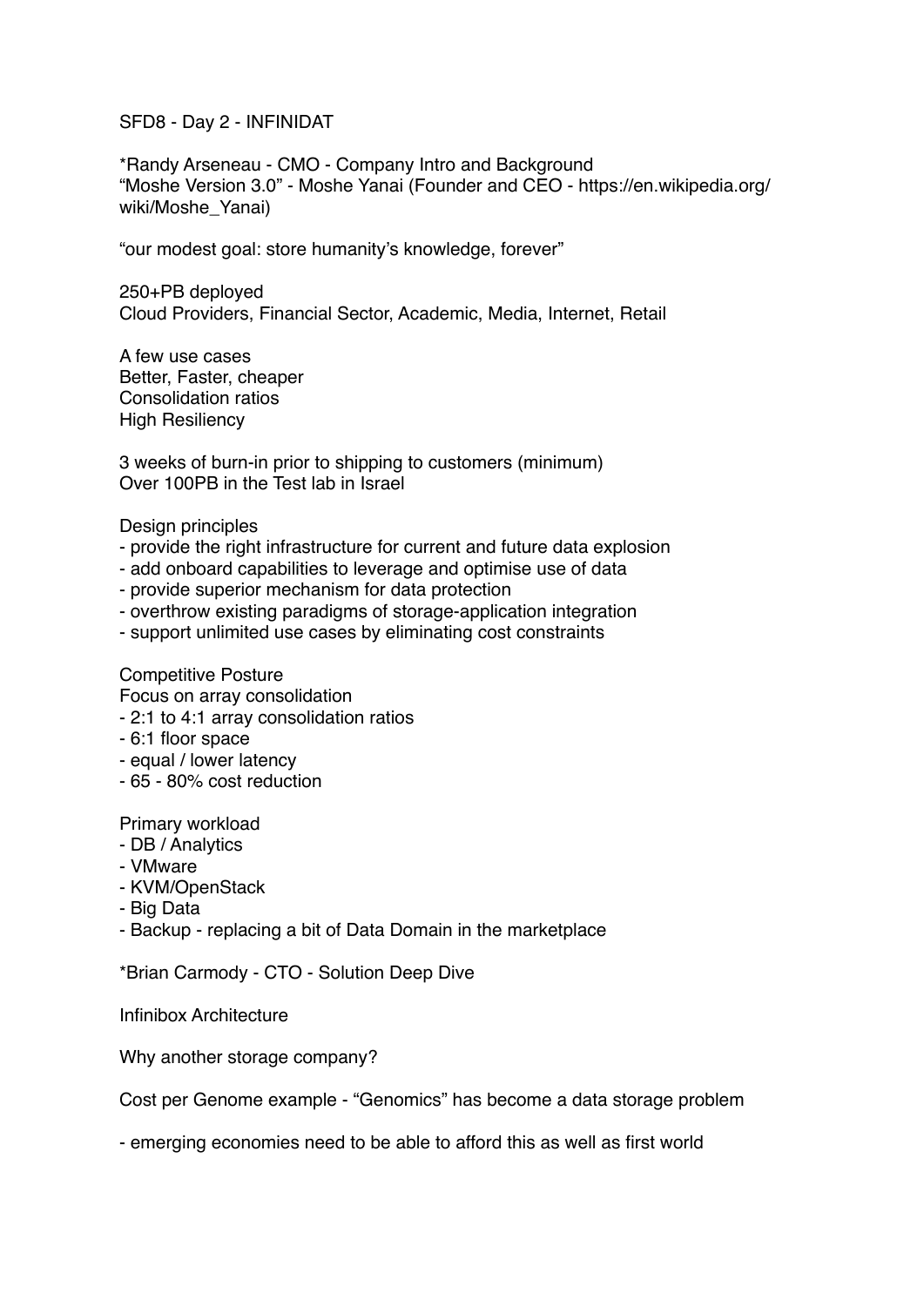SFD8 - Day 2 - INFINIDAT

*Randy Arseneau - CMO - Company Intro and Background
“Moshe Version 3.0” - Moshe Yanai (Founder and CEO - https://en.wikipedia.org/wiki/Moshe_Yanai)

“our modest goal: store humanity’s knowledge, forever”

250+PB deployed
Cloud Providers, Financial Sector, Academic, Media, Internet, Retail

A few use cases
Better, Faster, cheaper
Consolidation ratios
High Resiliency

3 weeks of burn-in prior to shipping to customers (minimum)
Over 100PB in the Test lab in Israel

Design principles
- provide the right infrastructure for current and future data explosion
- add onboard capabilities to leverage and optimise use of data
- provide superior mechanism for data protection
- overthrow existing paradigms of storage-application integration
- support unlimited use cases by eliminating cost constraints

Competitive Posture
Focus on array consolidation
- 2:1 to 4:1 array consolidation ratios
- 6:1 floor space
- equal / lower latency
- 65 - 80% cost reduction

Primary workload
- DB / Analytics
- VMware
- KVM/OpenStack
- Big Data
- Backup - replacing a bit of Data Domain in the marketplace

*Brian Carmody - CTO - Solution Deep Dive

Infinibox Architecture

Why another storage company?

Cost per Genome example - “Genomics” has become a data storage problem

- emerging economies need to be able to afford this as well as first world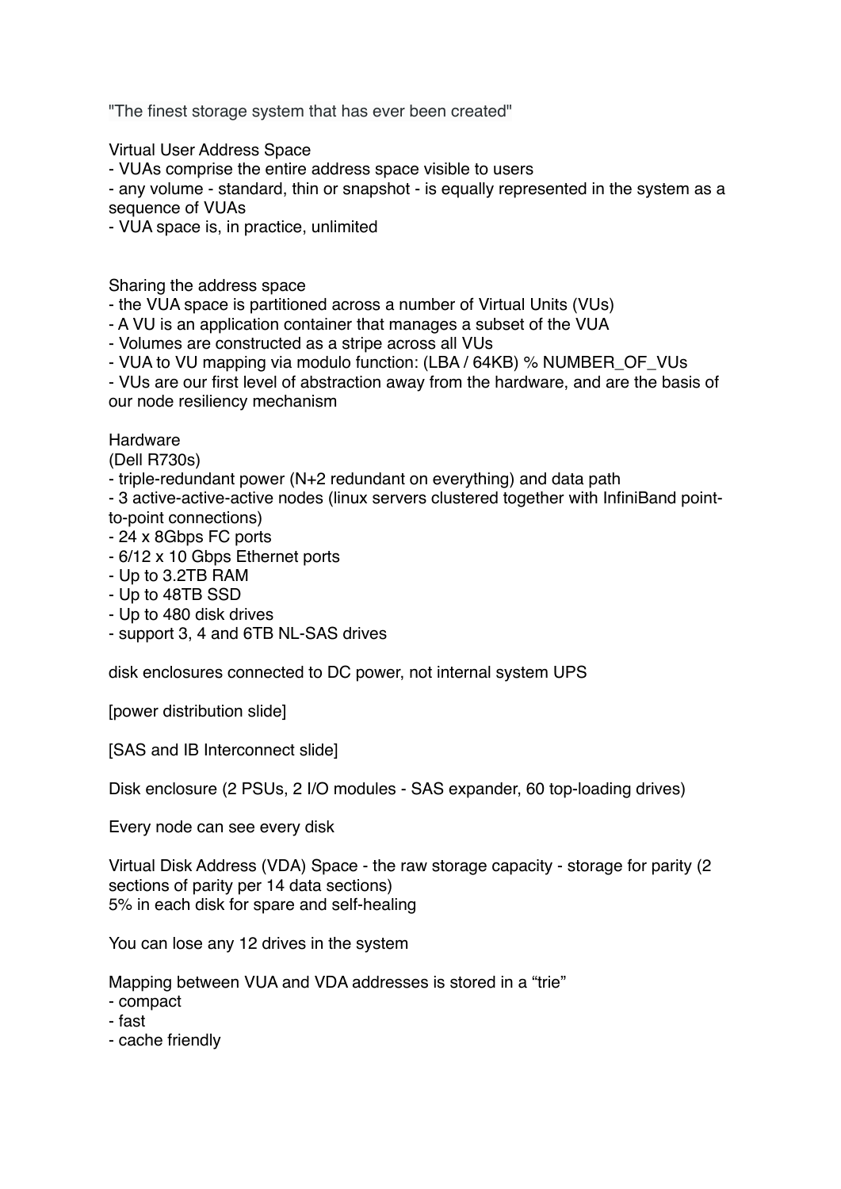"The finest storage system that has ever been created"

Virtual User Address Space

- VUAs comprise the entire address space visible to users
- any volume - standard, thin or snapshot - is equally represented in the system as a sequence of VUAs
- VUA space is, in practice, unlimited

Sharing the address space

- the VUA space is partitioned across a number of Virtual Units (VUs)
- A VU is an application container that manages a subset of the VUA
- Volumes are constructed as a stripe across all VUs
- VUA to VU mapping via modulo function: (LBA / 64KB) % NUMBER_OF_VUs
- VUs are our first level of abstraction away from the hardware, and are the basis of our node resiliency mechanism

Hardware

(Dell R730s)

- triple-redundant power (N+2 redundant on everything) and data path
- 3 active-active-active nodes (linux servers clustered together with InfiniBand point-to-point connections)
- 24 x 8Gbps FC ports
- 6/12 x 10 Gbps Ethernet ports
- Up to 3.2TB RAM
- Up to 48TB SSD
- Up to 480 disk drives
- support 3, 4 and 6TB NL-SAS drives

disk enclosures connected to DC power, not internal system UPS

[power distribution slide]

[SAS and IB Interconnect slide]

Disk enclosure (2 PSUs, 2 I/O modules - SAS expander, 60 top-loading drives)

Every node can see every disk

Virtual Disk Address (VDA) Space - the raw storage capacity - storage for parity (2 sections of parity per 14 data sections)
5% in each disk for spare and self-healing

You can lose any 12 drives in the system

Mapping between VUA and VDA addresses is stored in a “trie”

- compact
- fast
- cache friendly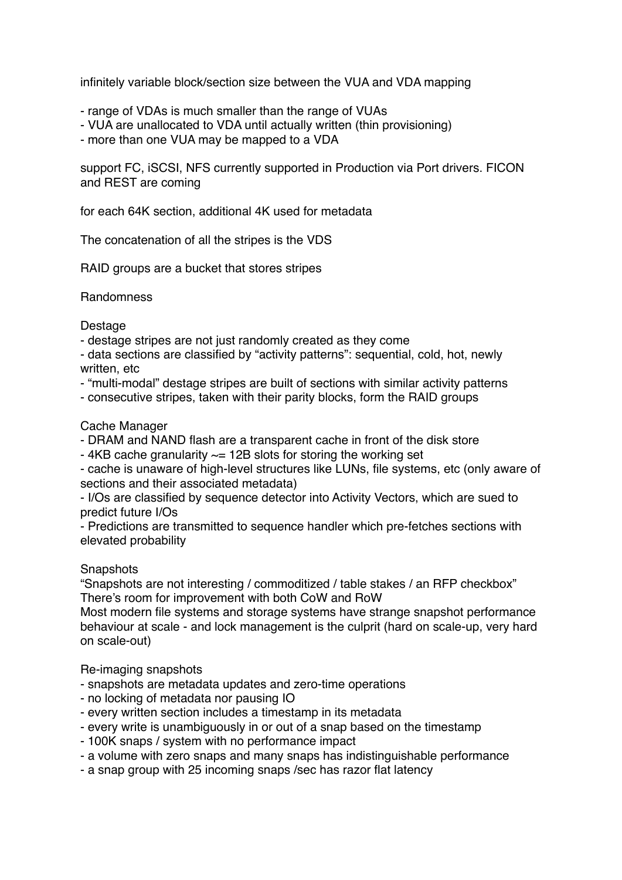infinitely variable block/section size between the VUA and VDA mapping

- range of VDAs is much smaller than the range of VUAs
- VUA are unallocated to VDA until actually written (thin provisioning)
- more than one VUA may be mapped to a VDA

support FC, iSCSI, NFS currently supported in Production via Port drivers. FICON and REST are coming

for each 64K section, additional 4K used for metadata

The concatenation of all the stripes is the VDS

RAID groups are a bucket that stores stripes

Randomness

Destage
- destage stripes are not just randomly created as they come
- data sections are classified by "activity patterns": sequential, cold, hot, newly written, etc
- "multi-modal" destage stripes are built of sections with similar activity patterns
- consecutive stripes, taken with their parity blocks, form the RAID groups

Cache Manager
- DRAM and NAND flash are a transparent cache in front of the disk store
- 4KB cache granularity ~= 12B slots for storing the working set
- cache is unaware of high-level structures like LUNs, file systems, etc (only aware of sections and their associated metadata)
- I/Os are classified by sequence detector into Activity Vectors, which are sued to predict future I/Os
- Predictions are transmitted to sequence handler which pre-fetches sections with elevated probability

Snapshots
"Snapshots are not interesting / commoditized / table stakes / an RFP checkbox"
There's room for improvement with both CoW and RoW
Most modern file systems and storage systems have strange snapshot performance behaviour at scale - and lock management is the culprit (hard on scale-up, very hard on scale-out)

Re-imaging snapshots
- snapshots are metadata updates and zero-time operations
- no locking of metadata nor pausing IO
- every written section includes a timestamp in its metadata
- every write is unambiguously in or out of a snap based on the timestamp
- 100K snaps / system with no performance impact
- a volume with zero snaps and many snaps has indistinguishable performance
- a snap group with 25 incoming snaps /sec has razor flat latency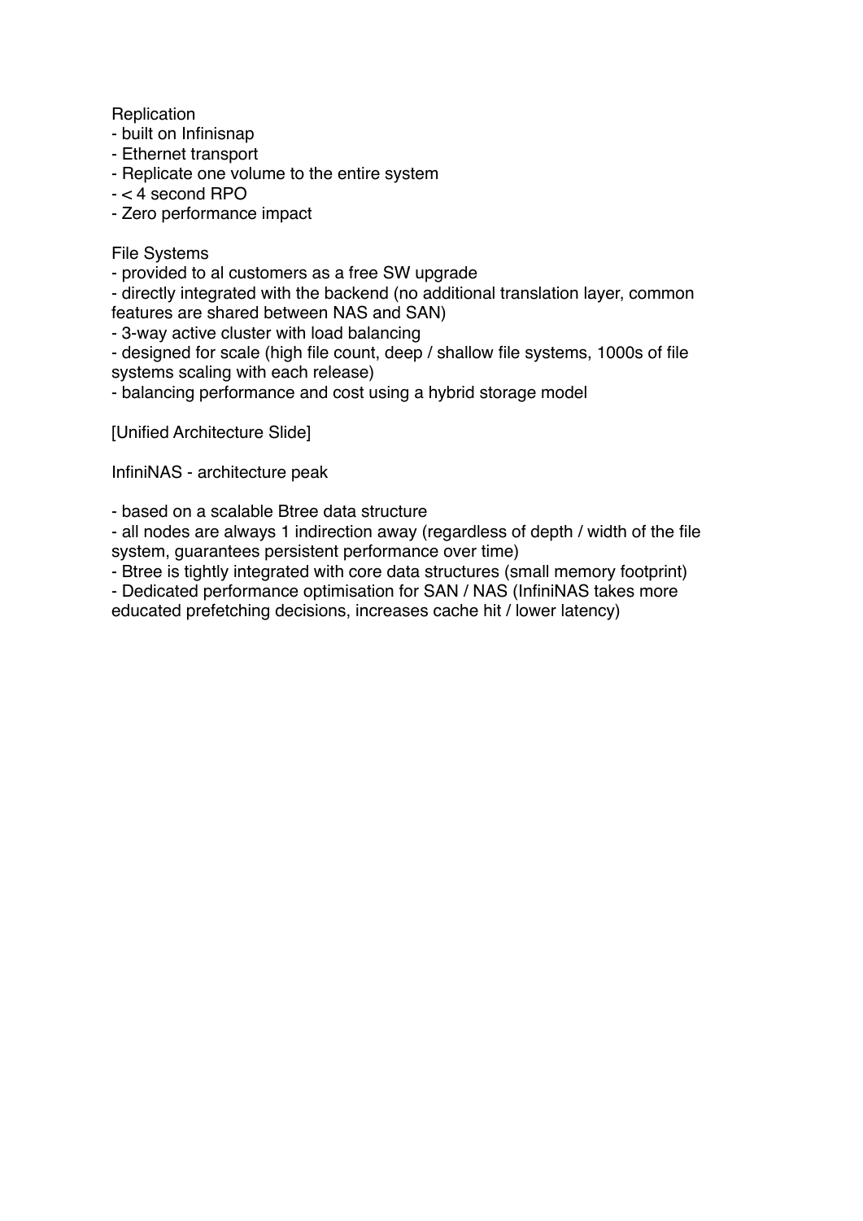Replication

- built on Infinisnap
- Ethernet transport
- Replicate one volume to the entire system
- < 4 second RPO
- Zero performance impact

File Systems

- provided to al customers as a free SW upgrade
- directly integrated with the backend (no additional translation layer, common features are shared between NAS and SAN)
- 3-way active cluster with load balancing
- designed for scale (high file count, deep / shallow file systems, 1000s of file systems scaling with each release)
- balancing performance and cost using a hybrid storage model

[Unified Architecture Slide]

InfiniNAS - architecture peak

- based on a scalable Btree data structure
- all nodes are always 1 indirection away (regardless of depth / width of the file system, guarantees persistent performance over time)
- Btree is tightly integrated with core data structures (small memory footprint)
- Dedicated performance optimisation for SAN / NAS (InfiniNAS takes more educated prefetching decisions, increases cache hit / lower latency)